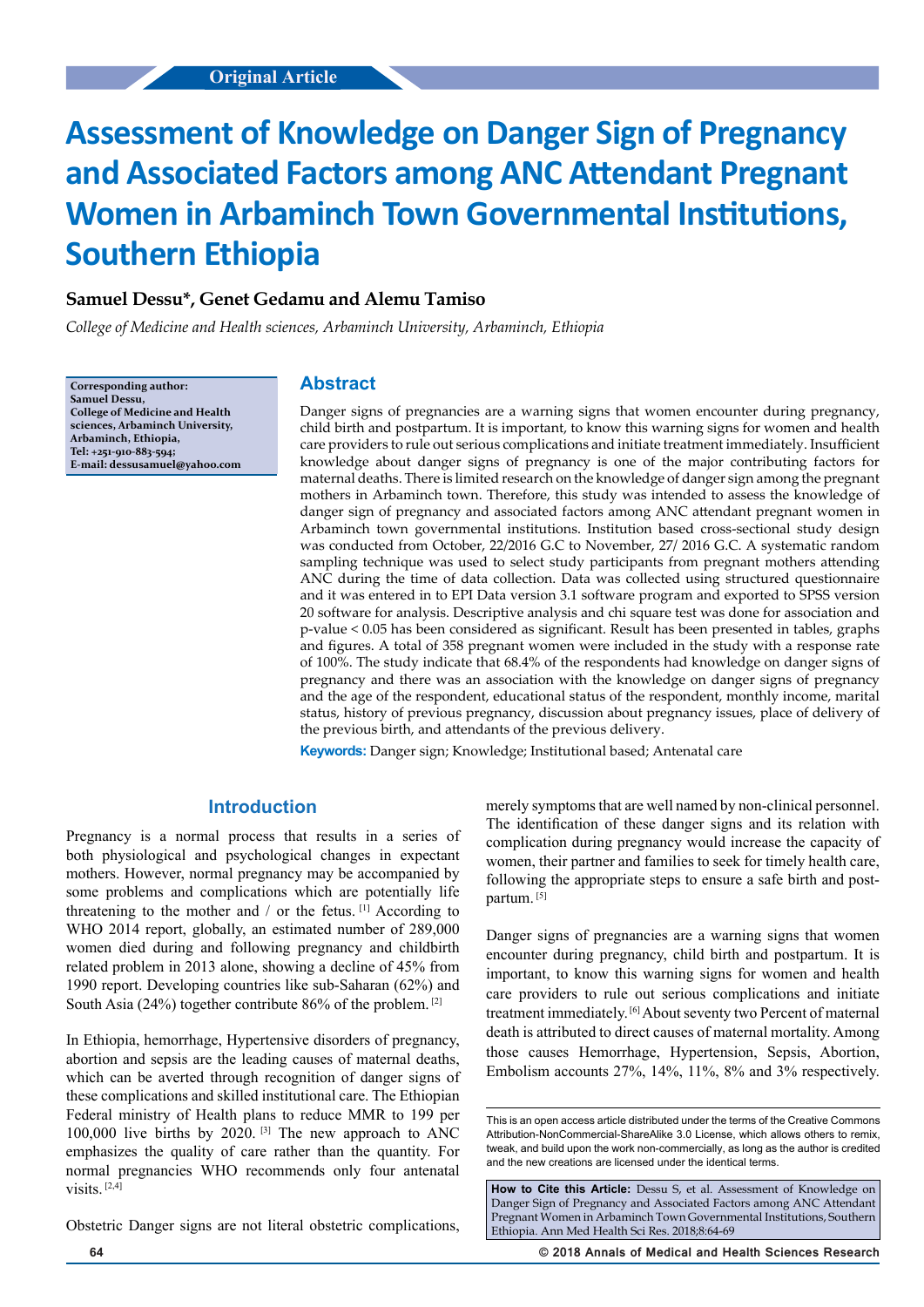Original Article

# Assessment of Knowledge on Danger Sign of Pregnancy and Associated Factors among ANC Attendant Pregnant Women in Arbaminch Town Governmental Institutions, Southern Ethiopia

**Samuel Dessu\*, Genet Gedamu and Alemu Tamiso**

*College of Medicine and Health sciences, Arbaminch University, Arbaminch, Ethiopia*

**Corresponding author: Samuel Dessu, College of Medicine and Health sciences, Arbaminch University, Arbaminch, Ethiopia, Tel: +251-910-883-594; E-mail: dessusamuel@yahoo.com**

## Abstract

Danger signs of pregnancies are a warning signs that women encounter during pregnancy, child birth and postpartum. It is important, to know this warning signs for women and health care providers to rule out serious complications and initiate treatment immediately. Insufficient knowledge about danger signs of pregnancy is one of the major contributing factors for maternal deaths. There is limited research on the knowledge of danger sign among the pregnant mothers in Arbaminch town. Therefore, this study was intended to assess the knowledge of danger sign of pregnancy and associated factors among ANC attendant pregnant women in Arbaminch town governmental institutions. Institution based cross-sectional study design was conducted from October, 22/2016 G.C to November, 27/ 2016 G.C. A systematic random sampling technique was used to select study participants from pregnant mothers attending ANC during the time of data collection. Data was collected using structured questionnaire and it was entered in to EPI Data version 3.1 software program and exported to SPSS version 20 software for analysis. Descriptive analysis and chi square test was done for association and p-value < 0.05 has been considered as significant. Result has been presented in tables, graphs and figures. A total of 358 pregnant women were included in the study with a response rate of 100%. The study indicate that 68.4% of the respondents had knowledge on danger signs of pregnancy and there was an association with the knowledge on danger signs of pregnancy and the age of the respondent, educational status of the respondent, monthly income, marital status, history of previous pregnancy, discussion about pregnancy issues, place of delivery of the previous birth, and attendants of the previous delivery.

**Keywords:** Danger sign; Knowledge; Institutional based; Antenatal care

## Introduction

Pregnancy is a normal process that results in a series of both physiological and psychological changes in expectant mothers. However, normal pregnancy may be accompanied by some problems and complications which are potentially life threatening to the mother and / or the fetus. [1] According to WHO 2014 report, globally, an estimated number of 289,000 women died during and following pregnancy and childbirth related problem in 2013 alone, showing a decline of 45% from 1990 report. Developing countries like sub-Saharan (62%) and South Asia (24%) together contribute 86% of the problem. [2]

In Ethiopia, hemorrhage, Hypertensive disorders of pregnancy, abortion and sepsis are the leading causes of maternal deaths, which can be averted through recognition of danger signs of these complications and skilled institutional care. The Ethiopian Federal ministry of Health plans to reduce MMR to 199 per 100,000 live births by 2020. [3] The new approach to ANC emphasizes the quality of care rather than the quantity. For normal pregnancies WHO recommends only four antenatal visits. [2,4]

Obstetric Danger signs are not literal obstetric complications, merely symptoms that are well named by non-clinical personnel. The identification of these danger signs and its relation with complication during pregnancy would increase the capacity of women, their partner and families to seek for timely health care, following the appropriate steps to ensure a safe birth and post-partum. [5]

Danger signs of pregnancies are a warning signs that women encounter during pregnancy, child birth and postpartum. It is important, to know this warning signs for women and health care providers to rule out serious complications and initiate treatment immediately. [6] About seventy two Percent of maternal death is attributed to direct causes of maternal mortality. Among those causes Hemorrhage, Hypertension, Sepsis, Abortion, Embolism accounts 27%, 14%, 11%, 8% and 3% respectively.

This is an open access article distributed under the terms of the Creative Commons Attribution-NonCommercial-ShareAlike 3.0 License, which allows others to remix, tweak, and build upon the work non-commercially, as long as the author is credited and the new creations are licensed under the identical terms.

**How to Cite this Article:** Dessu S, et al. Assessment of Knowledge on Danger Sign of Pregnancy and Associated Factors among ANC Attendant Pregnant Women in Arbaminch Town Governmental Institutions, Southern Ethiopia. Ann Med Health Sci Res. 2018;8:64-69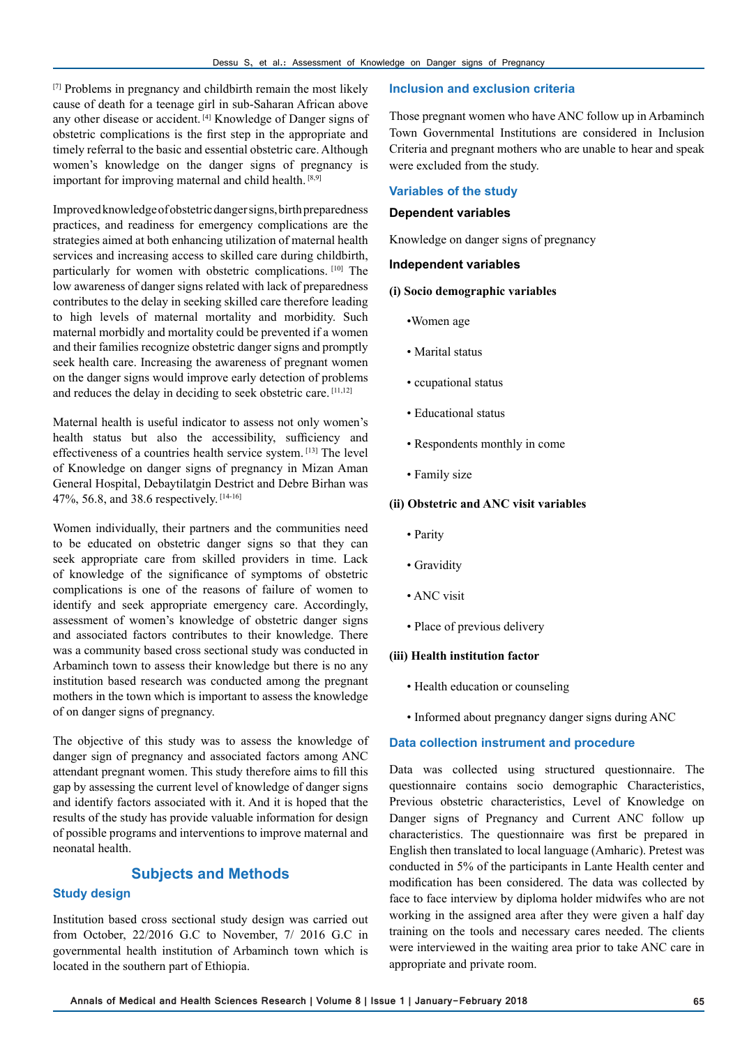[7] Problems in pregnancy and childbirth remain the most likely cause of death for a teenage girl in sub-Saharan African above any other disease or accident. [4] Knowledge of Danger signs of obstetric complications is the first step in the appropriate and timely referral to the basic and essential obstetric care. Although women's knowledge on the danger signs of pregnancy is important for improving maternal and child health. [8,9]

Improved knowledge of obstetric danger signs, birth preparedness practices, and readiness for emergency complications are the strategies aimed at both enhancing utilization of maternal health services and increasing access to skilled care during childbirth, particularly for women with obstetric complications. [10] The low awareness of danger signs related with lack of preparedness contributes to the delay in seeking skilled care therefore leading to high levels of maternal mortality and morbidity. Such maternal morbidly and mortality could be prevented if a women and their families recognize obstetric danger signs and promptly seek health care. Increasing the awareness of pregnant women on the danger signs would improve early detection of problems and reduces the delay in deciding to seek obstetric care. [11,12]

Maternal health is useful indicator to assess not only women's health status but also the accessibility, sufficiency and effectiveness of a countries health service system. [13] The level of Knowledge on danger signs of pregnancy in Mizan Aman General Hospital, Debaytilatgin Destrict and Debre Birhan was 47%, 56.8, and 38.6 respectively. [14-16]

Women individually, their partners and the communities need to be educated on obstetric danger signs so that they can seek appropriate care from skilled providers in time. Lack of knowledge of the significance of symptoms of obstetric complications is one of the reasons of failure of women to identify and seek appropriate emergency care. Accordingly, assessment of women's knowledge of obstetric danger signs and associated factors contributes to their knowledge. There was a community based cross sectional study was conducted in Arbaminch town to assess their knowledge but there is no any institution based research was conducted among the pregnant mothers in the town which is important to assess the knowledge of on danger signs of pregnancy.

The objective of this study was to assess the knowledge of danger sign of pregnancy and associated factors among ANC attendant pregnant women. This study therefore aims to fill this gap by assessing the current level of knowledge of danger signs and identify factors associated with it. And it is hoped that the results of the study has provide valuable information for design of possible programs and interventions to improve maternal and neonatal health.

## Subjects and Methods

### Study design

Institution based cross sectional study design was carried out from October, 22/2016 G.C to November, 7/ 2016 G.C in governmental health institution of Arbaminch town which is located in the southern part of Ethiopia.

### Inclusion and exclusion criteria

Those pregnant women who have ANC follow up in Arbaminch Town Governmental Institutions are considered in Inclusion Criteria and pregnant mothers who are unable to hear and speak were excluded from the study.

### Variables of the study

#### Dependent variables

Knowledge on danger signs of pregnancy

#### Independent variables

**(i) Socio demographic variables**

- Women age
- Marital status
- ccupational status
- Educational status
- Respondents monthly in come
- Family size

**(ii) Obstetric and ANC visit variables**

- Parity
- Gravidity
- ANC visit
- Place of previous delivery

**(iii) Health institution factor**

- Health education or counseling
- Informed about pregnancy danger signs during ANC

### Data collection instrument and procedure

Data was collected using structured questionnaire. The questionnaire contains socio demographic Characteristics, Previous obstetric characteristics, Level of Knowledge on Danger signs of Pregnancy and Current ANC follow up characteristics. The questionnaire was first be prepared in English then translated to local language (Amharic). Pretest was conducted in 5% of the participants in Lante Health center and modification has been considered. The data was collected by face to face interview by diploma holder midwifes who are not working in the assigned area after they were given a half day training on the tools and necessary cares needed. The clients were interviewed in the waiting area prior to take ANC care in appropriate and private room.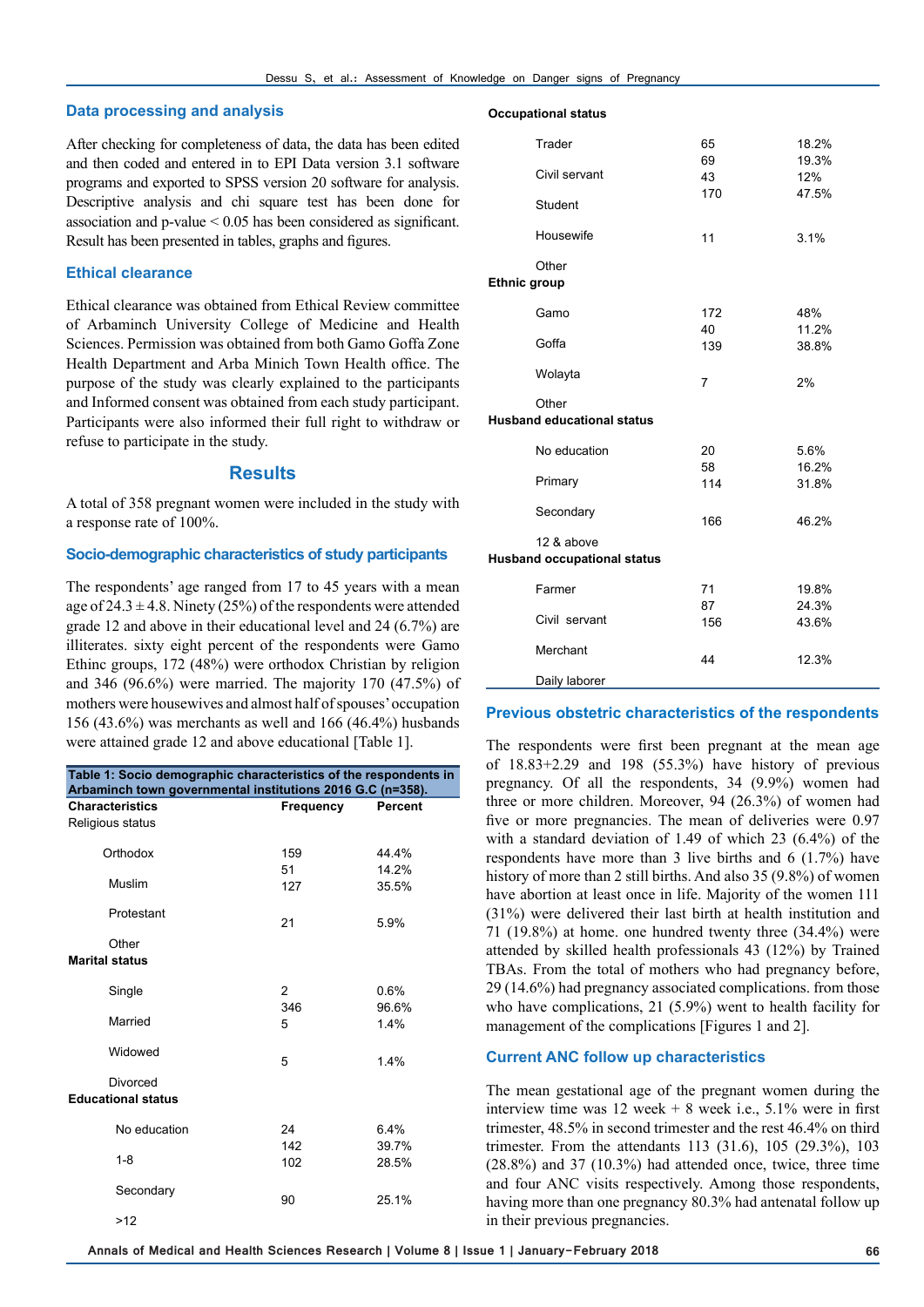## Data processing and analysis

After checking for completeness of data, the data has been edited and then coded and entered in to EPI Data version 3.1 software programs and exported to SPSS version 20 software for analysis. Descriptive analysis and chi square test has been done for association and p-value < 0.05 has been considered as significant. Result has been presented in tables, graphs and figures.

## Ethical clearance

Ethical clearance was obtained from Ethical Review committee of Arbaminch University College of Medicine and Health Sciences. Permission was obtained from both Gamo Goffa Zone Health Department and Arba Minich Town Health office. The purpose of the study was clearly explained to the participants and Informed consent was obtained from each study participant. Participants were also informed their full right to withdraw or refuse to participate in the study.

# Results

A total of 358 pregnant women were included in the study with a response rate of 100%.

## Socio-demographic characteristics of study participants

The respondents' age ranged from 17 to 45 years with a mean age of 24.3 ± 4.8. Ninety (25%) of the respondents were attended grade 12 and above in their educational level and 24 (6.7%) are illiterates. sixty eight percent of the respondents were Gamo Ethinc groups, 172 (48%) were orthodox Christian by religion and 346 (96.6%) were married. The majority 170 (47.5%) of mothers were housewives and almost half of spouses' occupation 156 (43.6%) was merchants as well and 166 (46.4%) husbands were attained grade 12 and above educational [Table 1].

**Table 1: Socio demographic characteristics of the respondents in Arbaminch town governmental institutions 2016 G.C (n=358).**

| Characteristics | Frequency | Percent |
|---|---|---|
| **Religious status** | | |
| Orthodox | 159 | 44.4% |
| Muslim | 51 | 14.2% |
| Protestant | 127 | 35.5% |
| Other | 21 | 5.9% |
| **Marital status** | | |
| Single | 2 | 0.6% |
| Married | 346 | 96.6% |
| Widowed | 5 | 1.4% |
| Divorced | 5 | 1.4% |
| **Educational status** | | |
| No education | 24 | 6.4% |
| 1-8 | 142 | 39.7% |
| Secondary | 102 | 28.5% |
| >12 | 90 | 25.1% |
| **Occupational status** | | |
| Trader | 65 | 18.2% |
| Civil servant | 69 | 19.3% |
| Student | 43 | 12% |
| Housewife | 170 | 47.5% |
| Other | 11 | 3.1% |
| **Ethnic group** | | |
| Gamo | 172 | 48% |
| Goffa | 40 | 11.2% |
| Wolayta | 139 | 38.8% |
| Other | 7 | 2% |
| **Husband educational status** | | |
| No education | 20 | 5.6% |
| Primary | 58 | 16.2% |
| Secondary | 114 | 31.8% |
| 12 & above | 166 | 46.2% |
| **Husband occupational status** | | |
| Farmer | 71 | 19.8% |
| Civil servant | 87 | 24.3% |
| Merchant | 156 | 43.6% |
| Daily laborer | 44 | 12.3% |

## Previous obstetric characteristics of the respondents

The respondents were first been pregnant at the mean age of 18.83+2.29 and 198 (55.3%) have history of previous pregnancy. Of all the respondents, 34 (9.9%) women had three or more children. Moreover, 94 (26.3%) of women had five or more pregnancies. The mean of deliveries were 0.97 with a standard deviation of 1.49 of which 23 (6.4%) of the respondents have more than 3 live births and 6 (1.7%) have history of more than 2 still births. And also 35 (9.8%) of women have abortion at least once in life. Majority of the women 111 (31%) were delivered their last birth at health institution and 71 (19.8%) at home. one hundred twenty three (34.4%) were attended by skilled health professionals 43 (12%) by Trained TBAs. From the total of mothers who had pregnancy before, 29 (14.6%) had pregnancy associated complications. from those who have complications, 21 (5.9%) went to health facility for management of the complications [Figures 1 and 2].

## Current ANC follow up characteristics

The mean gestational age of the pregnant women during the interview time was 12 week + 8 week i.e., 5.1% were in first trimester, 48.5% in second trimester and the rest 46.4% on third trimester. From the attendants 113 (31.6), 105 (29.3%), 103 (28.8%) and 37 (10.3%) had attended once, twice, three time and four ANC visits respectively. Among those respondents, having more than one pregnancy 80.3% had antenatal follow up in their previous pregnancies.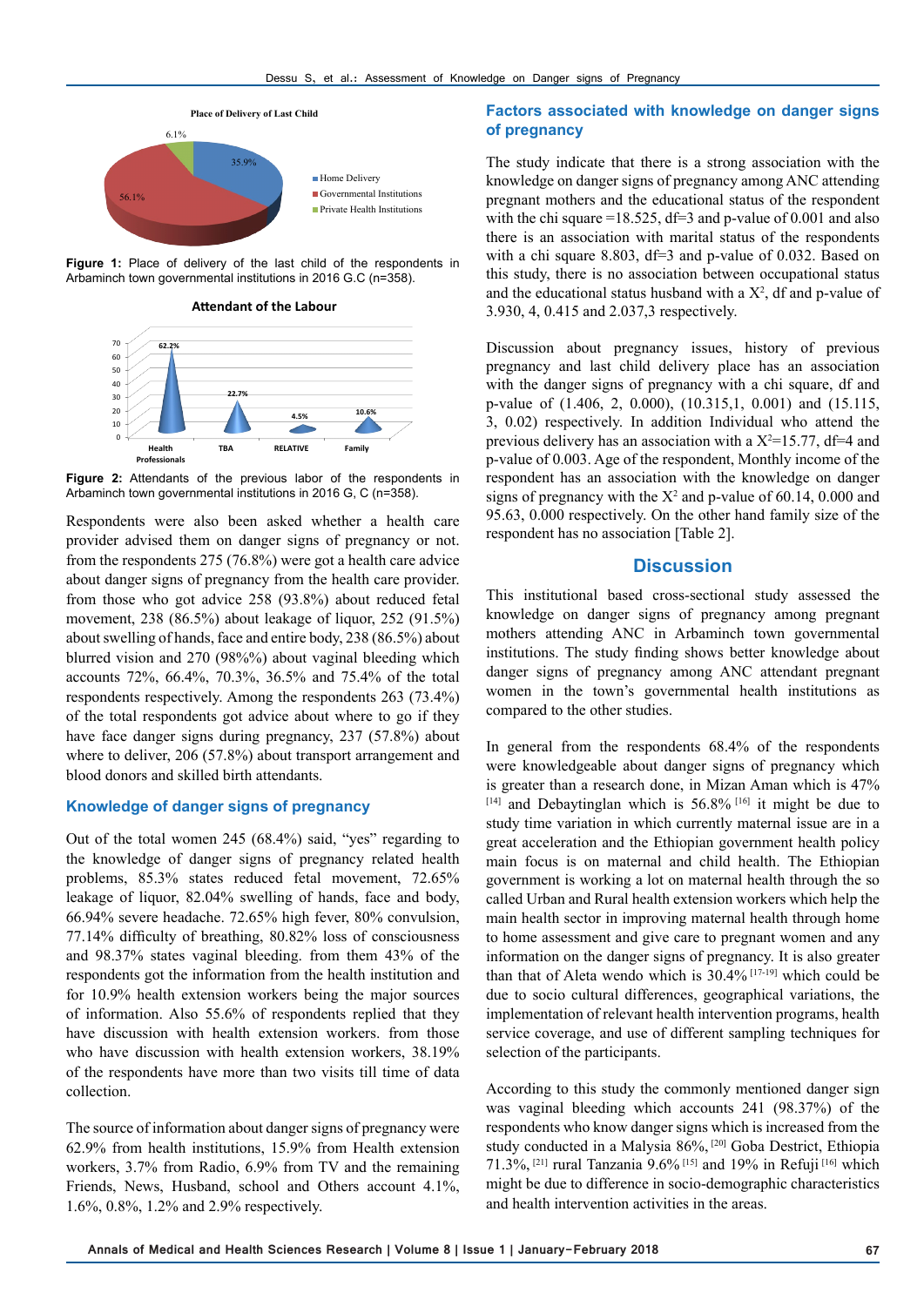Figure 1: Place of delivery of the last child of the respondents in Arbaminch town governmental institutions in 2016 G.C (n=358).

Figure 2: Attendants of the previous labor of the respondents in Arbaminch town governmental institutions in 2016 G, C (n=358).

Respondents were also been asked whether a health care provider advised them on danger signs of pregnancy or not. from the respondents 275 (76.8%) were got a health care advice about danger signs of pregnancy from the health care provider. from those who got advice 258 (93.8%) about reduced fetal movement, 238 (86.5%) about leakage of liquor, 252 (91.5%) about swelling of hands, face and entire body, 238 (86.5%) about blurred vision and 270 (98%%) about vaginal bleeding which accounts 72%, 66.4%, 70.3%, 36.5% and 75.4% of the total respondents respectively. Among the respondents 263 (73.4%) of the total respondents got advice about where to go if they have face danger signs during pregnancy, 237 (57.8%) about where to deliver, 206 (57.8%) about transport arrangement and blood donors and skilled birth attendants.

### Knowledge of danger signs of pregnancy

Out of the total women 245 (68.4%) said, "yes" regarding to the knowledge of danger signs of pregnancy related health problems, 85.3% states reduced fetal movement, 72.65% leakage of liquor, 82.04% swelling of hands, face and body, 66.94% severe headache. 72.65% high fever, 80% convulsion, 77.14% difficulty of breathing, 80.82% loss of consciousness and 98.37% states vaginal bleeding. from them 43% of the respondents got the information from the health institution and for 10.9% health extension workers being the major sources of information. Also 55.6% of respondents replied that they have discussion with health extension workers. from those who have discussion with health extension workers, 38.19% of the respondents have more than two visits till time of data collection.

The source of information about danger signs of pregnancy were 62.9% from health institutions, 15.9% from Health extension workers, 3.7% from Radio, 6.9% from TV and the remaining Friends, News, Husband, school and Others account 4.1%, 1.6%, 0.8%, 1.2% and 2.9% respectively.

### Factors associated with knowledge on danger signs of pregnancy

The study indicate that there is a strong association with the knowledge on danger signs of pregnancy among ANC attending pregnant mothers and the educational status of the respondent with the chi square =18.525, df=3 and p-value of 0.001 and also there is an association with marital status of the respondents with a chi square 8.803, df=3 and p-value of 0.032. Based on this study, there is no association between occupational status and the educational status husband with a $X^2$, df and p-value of 3.930, 4, 0.415 and 2.037,3 respectively.

Discussion about pregnancy issues, history of previous pregnancy and last child delivery place has an association with the danger signs of pregnancy with a chi square, df and p-value of (1.406, 2, 0.000), (10.315,1, 0.001) and (15.115, 3, 0.02) respectively. In addition Individual who attend the previous delivery has an association with a $X^2$=15.77, df=4 and p-value of 0.003. Age of the respondent, Monthly income of the respondent has an association with the knowledge on danger signs of pregnancy with the $X^2$ and p-value of 60.14, 0.000 and 95.63, 0.000 respectively. On the other hand family size of the respondent has no association [Table 2].

## Discussion

This institutional based cross-sectional study assessed the knowledge on danger signs of pregnancy among pregnant mothers attending ANC in Arbaminch town governmental institutions. The study finding shows better knowledge about danger signs of pregnancy among ANC attendant pregnant women in the town's governmental health institutions as compared to the other studies.

In general from the respondents 68.4% of the respondents were knowledgeable about danger signs of pregnancy which is greater than a research done, in Mizan Aman which is 47% [14] and Debaytinglan which is 56.8% [16] it might be due to study time variation in which currently maternal issue are in a great acceleration and the Ethiopian government health policy main focus is on maternal and child health. The Ethiopian government is working a lot on maternal health through the so called Urban and Rural health extension workers which help the main health sector in improving maternal health through home to home assessment and give care to pregnant women and any information on the danger signs of pregnancy. It is also greater than that of Aleta wendo which is 30.4% [17-19] which could be due to socio cultural differences, geographical variations, the implementation of relevant health intervention programs, health service coverage, and use of different sampling techniques for selection of the participants.

According to this study the commonly mentioned danger sign was vaginal bleeding which accounts 241 (98.37%) of the respondents who know danger signs which is increased from the study conducted in a Malysia 86%, [20] Goba Destrict, Ethiopia 71.3%, [21] rural Tanzania 9.6% [15] and 19% in Refuji [16] which might be due to difference in socio-demographic characteristics and health intervention activities in the areas.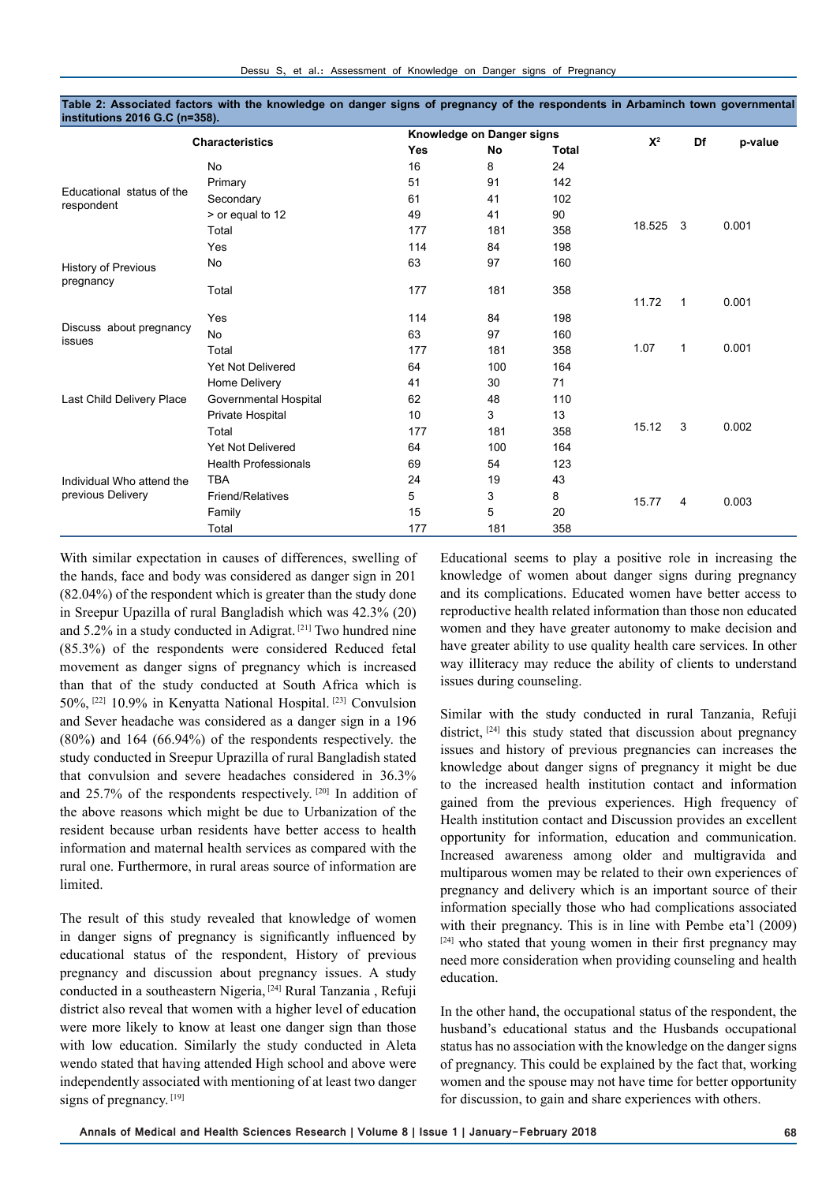**Table 2: Associated factors with the knowledge on danger signs of pregnancy of the respondents in Arbaminch town governmental institutions 2016 G.C (n=358).**

| Characteristics | | Knowledge on Danger signs | | | $X^2$ | Df | p-value |
|---|---|---|---|---|---|---|---|
| | | Yes | No | Total | | | |
| Educational status of the respondent | No | 16 | 8 | 24 | | | |
| | Primary | 51 | 91 | 142 | | | |
| | Secondary | 61 | 41 | 102 | | | |
| | > or equal to 12 | 49 | 41 | 90 | | | |
| | Total | 177 | 181 | 358 | 18.525 | 3 | 0.001 |
| History of Previous pregnancy | Yes | 114 | 84 | 198 | | | |
| | No | 63 | 97 | 160 | | | |
| | Total | 177 | 181 | 358 | 11.72 | 1 | 0.001 |
| Discuss about pregnancy issues | Yes | 114 | 84 | 198 | | | |
| | No | 63 | 97 | 160 | | | |
| | Total | 177 | 181 | 358 | 1.07 | 1 | 0.001 |
| Last Child Delivery Place | Yet Not Delivered | 64 | 100 | 164 | | | |
| | Home Delivery | 41 | 30 | 71 | | | |
| | Governmental Hospital | 62 | 48 | 110 | | | |
| | Private Hospital | 10 | 3 | 13 | | | |
| | Total | 177 | 181 | 358 | 15.12 | 3 | 0.002 |
| Individual Who attend the previous Delivery | Yet Not Delivered | 64 | 100 | 164 | | | |
| | Health Professionals | 69 | 54 | 123 | | | |
| | TBA | 24 | 19 | 43 | | | |
| | Friend/Relatives | 5 | 3 | 8 | | | |
| | Family | 15 | 5 | 20 | 15.77 | 4 | 0.003 |
| | Total | 177 | 181 | 358 | | | |

With similar expectation in causes of differences, swelling of the hands, face and body was considered as danger sign in 201 (82.04%) of the respondent which is greater than the study done in Sreepur Upazilla of rural Bangladish which was 42.3% (20) and 5.2% in a study conducted in Adigrat.[21] Two hundred nine (85.3%) of the respondents were considered Reduced fetal movement as danger signs of pregnancy which is increased than that of the study conducted at South Africa which is 50%,[22] 10.9% in Kenyatta National Hospital.[23] Convulsion and Sever headache was considered as a danger sign in a 196 (80%) and 164 (66.94%) of the respondents respectively. the study conducted in Sreepur Uprazilla of rural Bangladish stated that convulsion and severe headaches considered in 36.3% and 25.7% of the respondents respectively.[20] In addition of the above reasons which might be due to Urbanization of the resident because urban residents have better access to health information and maternal health services as compared with the rural one. Furthermore, in rural areas source of information are limited.

The result of this study revealed that knowledge of women in danger signs of pregnancy is significantly influenced by educational status of the respondent, History of previous pregnancy and discussion about pregnancy issues. A study conducted in a southeastern Nigeria,[24] Rural Tanzania , Refuji district also reveal that women with a higher level of education were more likely to know at least one danger sign than those with low education. Similarly the study conducted in Aleta wendo stated that having attended High school and above were independently associated with mentioning of at least two danger signs of pregnancy.[19]

Educational seems to play a positive role in increasing the knowledge of women about danger signs during pregnancy and its complications. Educated women have better access to reproductive health related information than those non educated women and they have greater autonomy to make decision and have greater ability to use quality health care services. In other way illiteracy may reduce the ability of clients to understand issues during counseling.

Similar with the study conducted in rural Tanzania, Refuji district,[24] this study stated that discussion about pregnancy issues and history of previous pregnancies can increases the knowledge about danger signs of pregnancy it might be due to the increased health institution contact and information gained from the previous experiences. High frequency of Health institution contact and Discussion provides an excellent opportunity for information, education and communication. Increased awareness among older and multigravida and multiparous women may be related to their own experiences of pregnancy and delivery which is an important source of their information specially those who had complications associated with their pregnancy. This is in line with Pembe eta'l (2009)[24] who stated that young women in their first pregnancy may need more consideration when providing counseling and health education.

In the other hand, the occupational status of the respondent, the husband's educational status and the Husbands occupational status has no association with the knowledge on the danger signs of pregnancy. This could be explained by the fact that, working women and the spouse may not have time for better opportunity for discussion, to gain and share experiences with others.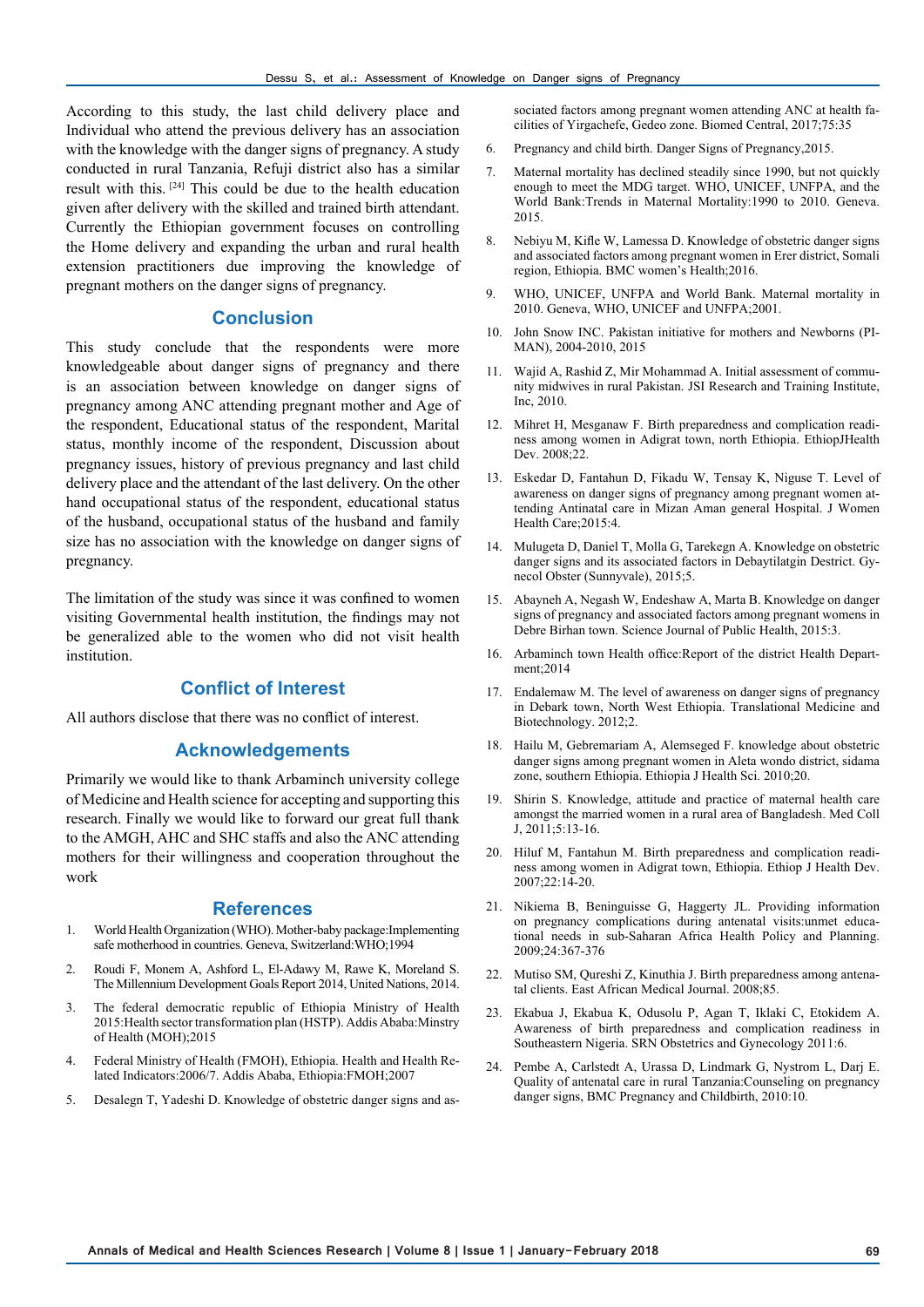According to this study, the last child delivery place and Individual who attend the previous delivery has an association with the knowledge with the danger signs of pregnancy. A study conducted in rural Tanzania, Refuji district also has a similar result with this. [24] This could be due to the health education given after delivery with the skilled and trained birth attendant. Currently the Ethiopian government focuses on controlling the Home delivery and expanding the urban and rural health extension practitioners due improving the knowledge of pregnant mothers on the danger signs of pregnancy.

## Conclusion

This study conclude that the respondents were more knowledgeable about danger signs of pregnancy and there is an association between knowledge on danger signs of pregnancy among ANC attending pregnant mother and Age of the respondent, Educational status of the respondent, Marital status, monthly income of the respondent, Discussion about pregnancy issues, history of previous pregnancy and last child delivery place and the attendant of the last delivery. On the other hand occupational status of the respondent, educational status of the husband, occupational status of the husband and family size has no association with the knowledge on danger signs of pregnancy.

The limitation of the study was since it was confined to women visiting Governmental health institution, the findings may not be generalized able to the women who did not visit health institution.

## Conflict of Interest

All authors disclose that there was no conflict of interest.

## Acknowledgements

Primarily we would like to thank Arbaminch university college of Medicine and Health science for accepting and supporting this research. Finally we would like to forward our great full thank to the AMGH, AHC and SHC staffs and also the ANC attending mothers for their willingness and cooperation throughout the work

## References

1. World Health Organization (WHO). Mother-baby package:Implementing safe motherhood in countries. Geneva, Switzerland:WHO;1994
2. Roudi F, Monem A, Ashford L, El-Adawy M, Rawe K, Moreland S. The Millennium Development Goals Report 2014, United Nations, 2014.
3. The federal democratic republic of Ethiopia Ministry of Health 2015:Health sector transformation plan (HSTP). Addis Ababa:Minstry of Health (MOH);2015
4. Federal Ministry of Health (FMOH), Ethiopia. Health and Health Related Indicators:2006/7. Addis Ababa, Ethiopia:FMOH;2007
5. Desalegn T, Yadeshi D. Knowledge of obstetric danger signs and associated factors among pregnant women attending ANC at health facilities of Yirgachefe, Gedeo zone. Biomed Central, 2017;75:35
6. Pregnancy and child birth. Danger Signs of Pregnancy,2015.
7. Maternal mortality has declined steadily since 1990, but not quickly enough to meet the MDG target. WHO, UNICEF, UNFPA, and the World Bank:Trends in Maternal Mortality:1990 to 2010. Geneva. 2015.
8. Nebiyu M, Kifle W, Lamessa D. Knowledge of obstetric danger signs and associated factors among pregnant women in Erer district, Somali region, Ethiopia. BMC women's Health;2016.
9. WHO, UNICEF, UNFPA and World Bank. Maternal mortality in 2010. Geneva, WHO, UNICEF and UNFPA;2001.
10. John Snow INC. Pakistan initiative for mothers and Newborns (PIMAN), 2004-2010, 2015
11. Wajid A, Rashid Z, Mir Mohammad A. Initial assessment of community midwives in rural Pakistan. JSI Research and Training Institute, Inc, 2010.
12. Mihret H, Mesganaw F. Birth preparedness and complication readiness among women in Adigrat town, north Ethiopia. EthiopJHealth Dev. 2008;22.
13. Eskedar D, Fantahun D, Fikadu W, Tensay K, Niguse T. Level of awareness on danger signs of pregnancy among pregnant women attending Antinatal care in Mizan Aman general Hospital. J Women Health Care;2015:4.
14. Mulugeta D, Daniel T, Molla G, Tarekegn A. Knowledge on obstetric danger signs and its associated factors in Debaytilatgin Destrict. Gynecol Obster (Sunnyvale), 2015;5.
15. Abayneh A, Negash W, Endeshaw A, Marta B. Knowledge on danger signs of pregnancy and associated factors among pregnant womens in Debre Birhan town. Science Journal of Public Health, 2015:3.
16. Arbaminch town Health office:Report of the district Health Department;2014
17. Endalemaw M. The level of awareness on danger signs of pregnancy in Debark town, North West Ethiopia. Translational Medicine and Biotechnology. 2012;2.
18. Hailu M, Gebremariam A, Alemseged F. knowledge about obstetric danger signs among pregnant women in Aleta wondo district, sidama zone, southern Ethiopia. Ethiopia J Health Sci. 2010;20.
19. Shirin S. Knowledge, attitude and practice of maternal health care amongst the married women in a rural area of Bangladesh. Med Coll J, 2011;5:13-16.
20. Hiluf M, Fantahun M. Birth preparedness and complication readiness among women in Adigrat town, Ethiopia. Ethiop J Health Dev. 2007;22:14-20.
21. Nikiema B, Beninguisse G, Haggerty JL. Providing information on pregnancy complications during antenatal visits:unmet educational needs in sub-Saharan Africa Health Policy and Planning. 2009;24:367-376
22. Mutiso SM, Qureshi Z, Kinuthia J. Birth preparedness among antenatal clients. East African Medical Journal. 2008;85.
23. Ekabua J, Ekabua K, Odusolu P, Agan T, Iklaki C, Etokidem A. Awareness of birth preparedness and complication readiness in Southeastern Nigeria. SRN Obstetrics and Gynecology 2011:6.
24. Pembe A, Carlstedt A, Urassa D, Lindmark G, Nystrom L, Darj E. Quality of antenatal care in rural Tanzania:Counseling on pregnancy danger signs, BMC Pregnancy and Childbirth, 2010:10.